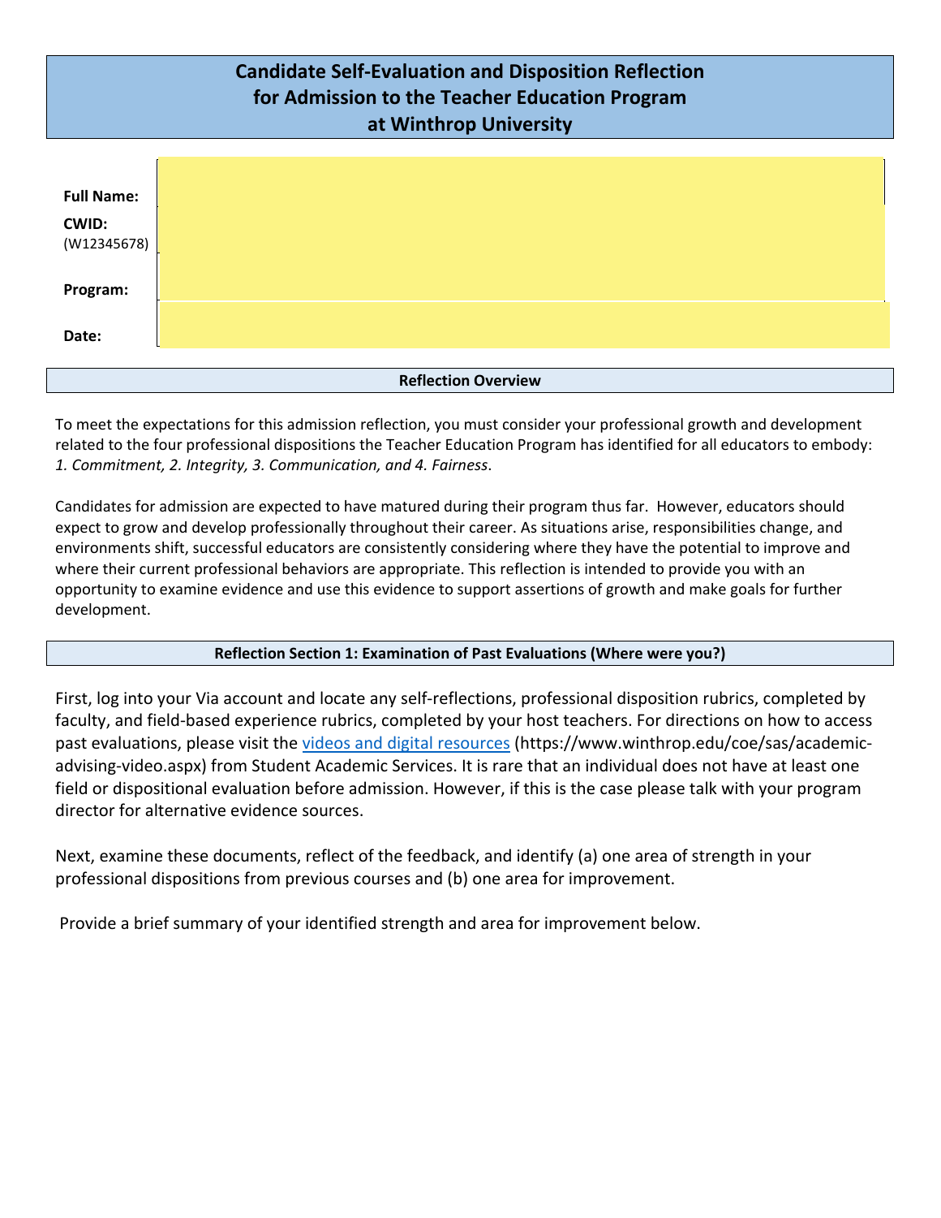# Candidate Self-Evaluation and Disposition Reflection for Admission to the Teacher Education Program at Winthrop University

| | |
|---|---|
| **Full Name:** | |
| **CWID:** (W12345678) | |
| **Program:** | |
| **Date:** | |

## Reflection Overview

To meet the expectations for this admission reflection, you must consider your professional growth and development related to the four professional dispositions the Teacher Education Program has identified for all educators to embody: *1. Commitment, 2. Integrity, 3. Communication, and 4. Fairness*.

Candidates for admission are expected to have matured during their program thus far. However, educators should expect to grow and develop professionally throughout their career. As situations arise, responsibilities change, and environments shift, successful educators are consistently considering where they have the potential to improve and where their current professional behaviors are appropriate. This reflection is intended to provide you with an opportunity to examine evidence and use this evidence to support assertions of growth and make goals for further development.

## Reflection Section 1: Examination of Past Evaluations (Where were you?)

First, log into your Via account and locate any self-reflections, professional disposition rubrics, completed by faculty, and field-based experience rubrics, completed by your host teachers. For directions on how to access past evaluations, please visit the [videos and digital resources](https://www.winthrop.edu/coe/sas/academic-advising-video.aspx) (https://www.winthrop.edu/coe/sas/academic-advising-video.aspx) from Student Academic Services. It is rare that an individual does not have at least one field or dispositional evaluation before admission. However, if this is the case please talk with your program director for alternative evidence sources.

Next, examine these documents, reflect of the feedback, and identify (a) one area of strength in your professional dispositions from previous courses and (b) one area for improvement.

Provide a brief summary of your identified strength and area for improvement below.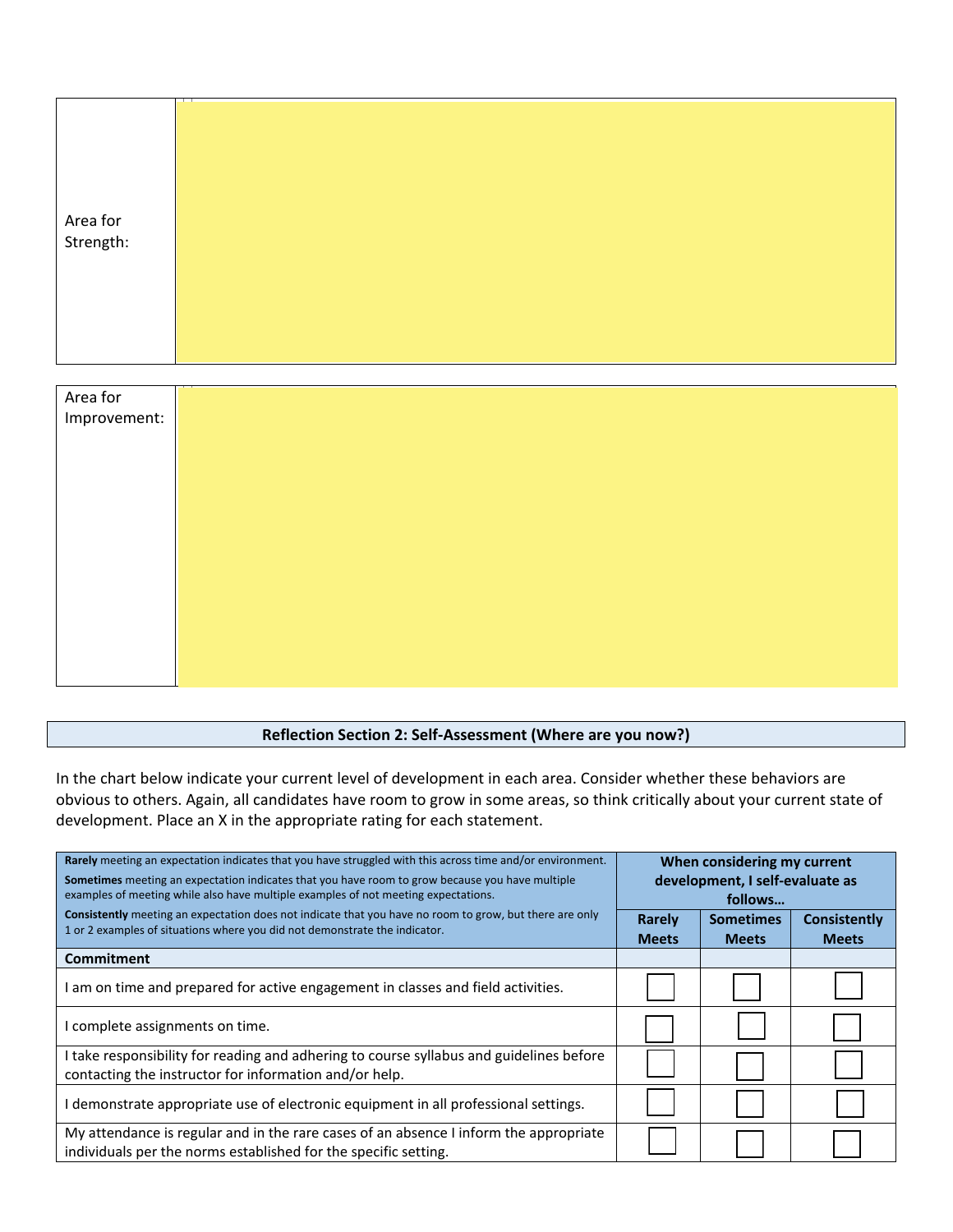| | |
|---|---|
| Area for Strength: | |

| | |
|---|---|
| Area for Improvement: | |

## Reflection Section 2: Self-Assessment (Where are you now?)

In the chart below indicate your current level of development in each area. Consider whether these behaviors are obvious to others. Again, all candidates have room to grow in some areas, so think critically about your current state of development. Place an X in the appropriate rating for each statement.

| **Rarely** meeting an expectation indicates that you have struggled with this across time and/or environment. **Sometimes** meeting an expectation indicates that you have room to grow because you have multiple examples of meeting while also have multiple examples of not meeting expectations. **Consistently** meeting an expectation does not indicate that you have no room to grow, but there are only 1 or 2 examples of situations where you did not demonstrate the indicator. | **When considering my current development, I self-evaluate as follows…** | | |
|---|---|---|---|
| | **Rarely Meets** | **Sometimes Meets** | **Consistently Meets** |
| **Commitment** | | | |
| I am on time and prepared for active engagement in classes and field activities. | ☐ | ☐ | ☐ |
| I complete assignments on time. | ☐ | ☐ | ☐ |
| I take responsibility for reading and adhering to course syllabus and guidelines before contacting the instructor for information and/or help. | ☐ | ☐ | ☐ |
| I demonstrate appropriate use of electronic equipment in all professional settings. | ☐ | ☐ | ☐ |
| My attendance is regular and in the rare cases of an absence I inform the appropriate individuals per the norms established for the specific setting. | ☐ | ☐ | ☐ |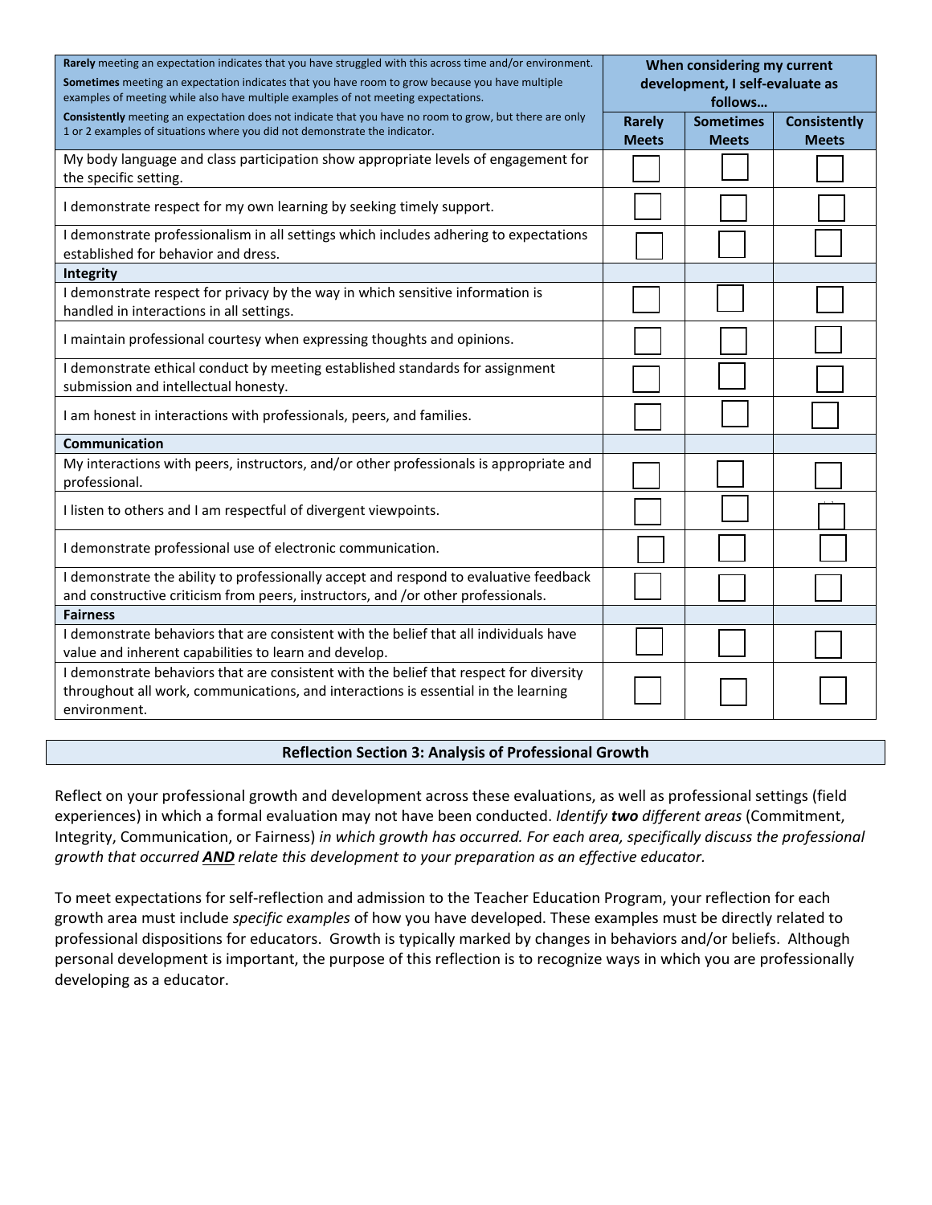| **Rarely** meeting an expectation indicates that you have struggled with this across time and/or environment. **Sometimes** meeting an expectation indicates that you have room to grow because you have multiple examples of meeting while also have multiple examples of not meeting expectations. **Consistently** meeting an expectation does not indicate that you have no room to grow, but there are only 1 or 2 examples of situations where you did not demonstrate the indicator. | **When considering my current development, I self-evaluate as follows…** | | |
|---|---|---|---|
| | **Rarely Meets** | **Sometimes Meets** | **Consistently Meets** |
| My body language and class participation show appropriate levels of engagement for the specific setting. | ☐ | ☐ | ☐ |
| I demonstrate respect for my own learning by seeking timely support. | ☐ | ☐ | ☐ |
| I demonstrate professionalism in all settings which includes adhering to expectations established for behavior and dress. | ☐ | ☐ | ☐ |
| **Integrity** | | | |
| I demonstrate respect for privacy by the way in which sensitive information is handled in interactions in all settings. | ☐ | ☐ | ☐ |
| I maintain professional courtesy when expressing thoughts and opinions. | ☐ | ☐ | ☐ |
| I demonstrate ethical conduct by meeting established standards for assignment submission and intellectual honesty. | ☐ | ☐ | ☐ |
| I am honest in interactions with professionals, peers, and families. | ☐ | ☐ | ☐ |
| **Communication** | | | |
| My interactions with peers, instructors, and/or other professionals is appropriate and professional. | ☐ | ☐ | ☐ |
| I listen to others and I am respectful of divergent viewpoints. | ☐ | ☐ | ☐ |
| I demonstrate professional use of electronic communication. | ☐ | ☐ | ☐ |
| I demonstrate the ability to professionally accept and respond to evaluative feedback and constructive criticism from peers, instructors, and /or other professionals. | ☐ | ☐ | ☐ |
| **Fairness** | | | |
| I demonstrate behaviors that are consistent with the belief that all individuals have value and inherent capabilities to learn and develop. | ☐ | ☐ | ☐ |
| I demonstrate behaviors that are consistent with the belief that respect for diversity throughout all work, communications, and interactions is essential in the learning environment. | ☐ | ☐ | ☐ |

## Reflection Section 3: Analysis of Professional Growth

Reflect on your professional growth and development across these evaluations, as well as professional settings (field experiences) in which a formal evaluation may not have been conducted. *Identify* ***two*** *different areas* (Commitment, Integrity, Communication, or Fairness) *in which growth has occurred. For each area, specifically discuss the professional growth that occurred* ***AND*** *relate this development to your preparation as an effective educator.*

To meet expectations for self-reflection and admission to the Teacher Education Program, your reflection for each growth area must include *specific examples* of how you have developed. These examples must be directly related to professional dispositions for educators. Growth is typically marked by changes in behaviors and/or beliefs. Although personal development is important, the purpose of this reflection is to recognize ways in which you are professionally developing as a educator.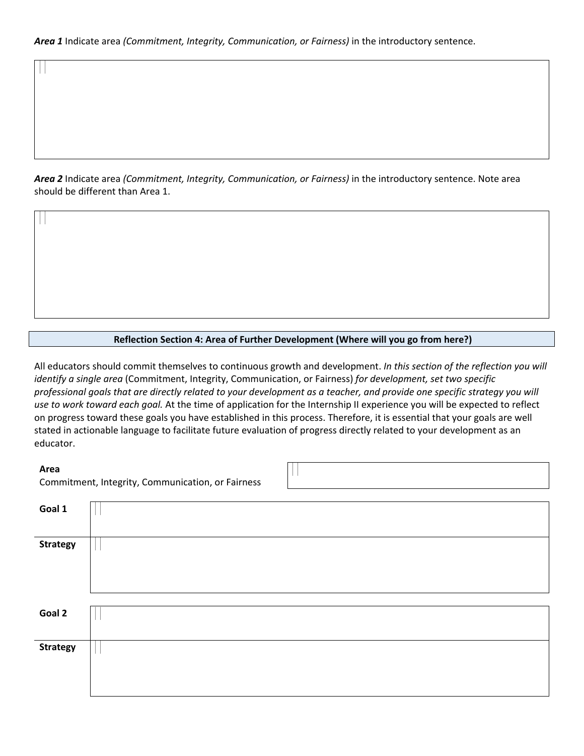***Area 1*** Indicate area *(Commitment, Integrity, Communication, or Fairness)* in the introductory sentence.

***Area 2*** Indicate area *(Commitment, Integrity, Communication, or Fairness)* in the introductory sentence. Note area should be different than Area 1.

## Reflection Section 4: Area of Further Development (Where will you go from here?)

All educators should commit themselves to continuous growth and development. *In this section of the reflection you will identify a single area* (Commitment, Integrity, Communication, or Fairness) *for development, set two specific professional goals that are directly related to your development as a teacher, and provide one specific strategy you will use to work toward each goal.* At the time of application for the Internship II experience you will be expected to reflect on progress toward these goals you have established in this process. Therefore, it is essential that your goals are well stated in actionable language to facilitate future evaluation of progress directly related to your development as an educator.

| | |
|---|---|
| **Area**<br>Commitment, Integrity, Communication, or Fairness | |

| | |
|---|---|
| **Goal 1** | |
| **Strategy** | |

| | |
|---|---|
| **Goal 2** | |
| **Strategy** | |